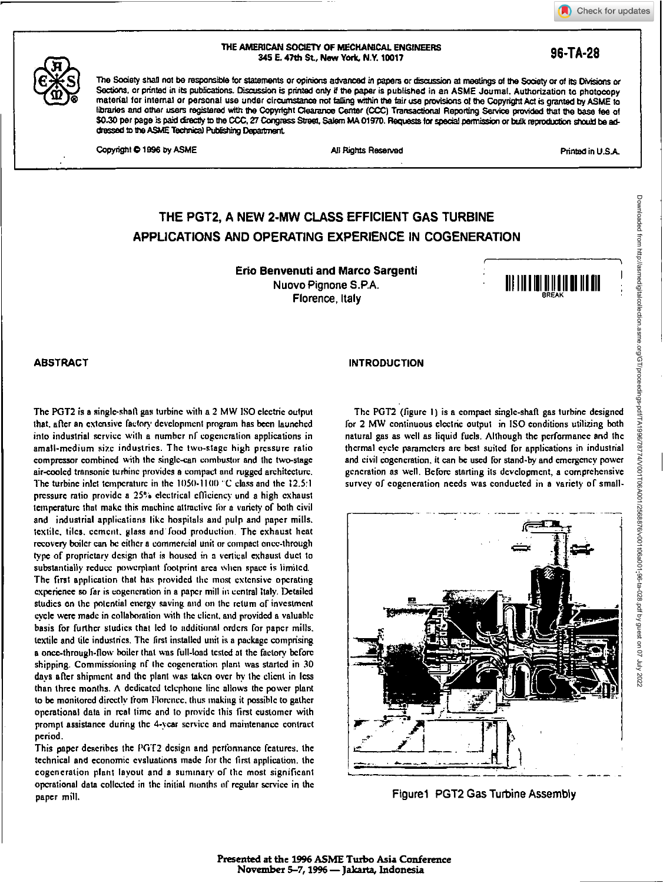THE AMERICAN SOCIETY OF MECHANICAL ENGINEERS
345 E. 47th St., New York, N.Y. 10017

96-TA-28

The Society shall not be responsible for statements or opinions advanced in papers or discussion at meetings of the Society or of its Divisions or Sections, or printed in its publications. Discussion is printed only if the paper is published in an ASME Journal. Authorization to photocopy material for internal or personal use under circumstance not falling within the fair use provisions of the Copyright Act is granted by ASME to libraries and other users registered with the Copyright Clearance Center (CCC) Transactional Reporting Service provided that the base fee of $0.30 per page is paid directly to the CCC, 27 Congress Street, Salem MA 01970. Requests for special permission or bulk reproduction should be addressed to the ASME Technical Publishing Department.

Copyright © 1996 by ASME    All Rights Reserved    Printed in U.S.A.

# THE PGT2, A NEW 2-MW CLASS EFFICIENT GAS TURBINE APPLICATIONS AND OPERATING EXPERIENCE IN COGENERATION

**Erio Benvenuti and Marco Sargenti**
Nuovo Pignone S.P.A.
Florence, Italy

## ABSTRACT

The PGT2 is a single-shaft gas turbine with a 2 MW ISO electric output that, after an extensive factory development program has been launched into industrial service with a number of cogeneration applications in small-medium size industries. The two-stage high pressure ratio compressor combined with the single-can combustor and the two-stage air-cooled transonic turbine provides a compact and rugged architecture. The turbine inlet temperature in the 1050-1100 °C class and the 12.5:1 pressure ratio provide a 25% electrical efficiency and a high exhaust temperature that make this machine attractive for a variety of both civil and industrial applications like hospitals and pulp and paper mills, textile, cement, tiles, glass and food production. The exhaust heat recovery boiler can be either a commercial unit or compact once-through type of proprietary design that is housed in a vertical exhaust duct to substantially reduce powerplant footprint area when space is limited.

The first application that has provided the most extensive operating experience so far is cogeneration in a paper mill in central Italy. Detailed studies on the potential energy saving and on the return of investment cycle were made in collaboration with the client, and provided a valuable basis for further studies that led to additional orders for paper mills, textile and tile industries. The first installed unit is a package comprising a once-through-flow boiler that was full-load tested at the factory before shipping. Commissioning of the cogeneration plant was started in 30 days after shipment and the plant was taken over by the client in less than three months. A dedicated telephone line allows the power plant to be monitored directly from Florence, thus making it possible to gather operational data in real time and to provide this first customer with prompt assistance during the 4-year service and maintenance contract period.

This paper describes the PGT2 design and performance features, the technical and economic evaluations made for the first application, the cogeneration plant layout and a summary of the most significant operational data collected in the initial months of regular service in the paper mill.

## INTRODUCTION

The PGT2 (figure 1) is a compact single-shaft gas turbine designed for 2 MW continuous electric output in ISO conditions utilizing both natural gas as well as liquid fuels. Although the performance and the thermal cycle parameters are best suited for applications in industrial and civil cogeneration, it can be used for stand-by and emergency power generation as well. Before starting its development, a comprehensive survey of cogeneration needs was conducted in a variety of small-

Figure1 PGT2 Gas Turbine Assembly

Presented at the 1996 ASME Turbo Asia Conference
November 5–7, 1996 — Jakarta, Indonesia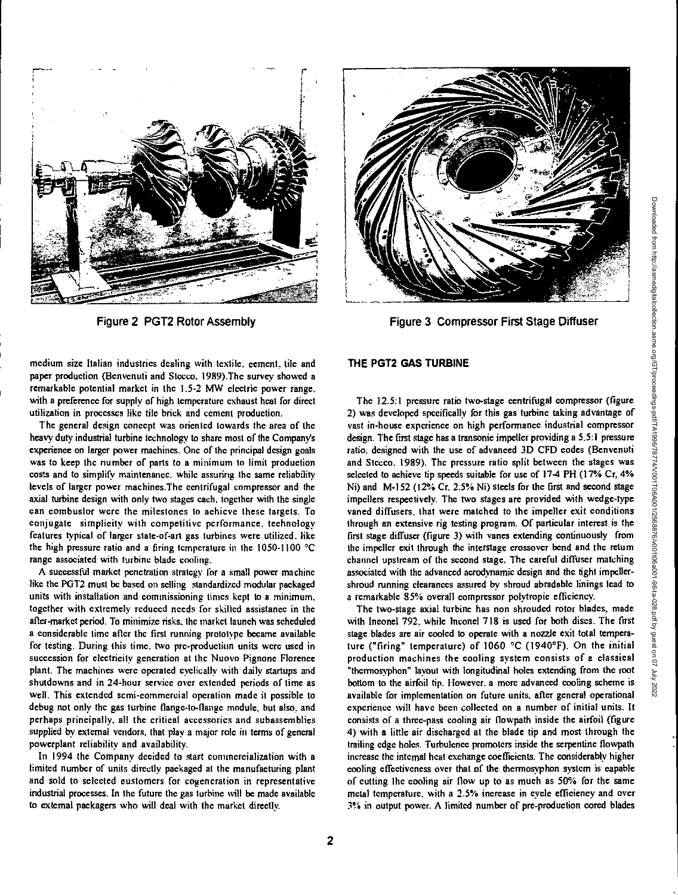Figure 2 PGT2 Rotor Assembly

Figure 3 Compressor First Stage Diffuser

medium size Italian industries dealing with textile, cement, tile and paper production (Benvenuti and Stecco, 1989).The survey showed a remarkable potential market in the 1.5-2 MW electric power range, with a preference for supply of high temperature exhaust heat for direct utilization in processes like tile brick and cement production.

The general design concept was oriented towards the area of the heavy duty industrial turbine technology to share most of the Company's experience on larger power machines. One of the principal design goals was to keep the number of parts to a minimum to limit production costs and to simplify maintenance, while assuring the same reliability levels of larger power machines.The centrifugal compressor and the axial turbine design with only two stages each, together with the single can combustor were the milestones to achieve these targets. To conjugate simplicity with competitive performance, technology features typical of larger state-of-art gas turbines were utilized, like the high pressure ratio and a firing temperature in the 1050-1100 °C range associated with turbine blade cooling.

A successful market penetration strategy for a small power machine like the PGT2 must be based on selling standardized modular packaged units with installation and commissioning times kept to a minimum, together with extremely reduced needs for skilled assistance in the after-market period. To minimize risks, the market launch was scheduled a considerable time after the first running prototype became available for testing. During this time, two pre-production units were used in succession for electricity generation at the Nuovo Pignone Florence plant. The machines were operated cyclically with daily startups and shutdowns and in 24-hour service over extended periods of time as well. This extended semi-commercial operation made it possible to debug not only the gas turbine flange-to-flange module, but also, and perhaps principally, all the critical accessories and subassemblies supplied by external vendors, that play a major role in terms of general powerplant reliability and availability.

In 1994 the Company decided to start commercialization with a limited number of units directly packaged at the manufacturing plant and sold to selected customers for cogeneration in representative industrial processes. In the future the gas turbine will be made available to external packagers who will deal with the market directly.

## THE PGT2 GAS TURBINE

The 12.5:1 pressure ratio two-stage centrifugal compressor (figure 2) was developed specifically for this gas turbine taking advantage of vast in-house experience on high performance industrial compressor design. The first stage has a transonic impeller providing a 5.5:1 pressure ratio, designed with the use of advanced 3D CFD codes (Benvenuti and Stecco, 1989). The pressure ratio split between the stages was selected to achieve tip speeds suitable for use of 17-4 PH (17% Cr, 4% Ni) and M-152 (12% Cr, 2.5% Ni) steels for the first and second stage impellers respectively. The two stages are provided with wedge-type vaned diffusers, that were matched to the impeller exit conditions through an extensive rig testing program. Of particular interest is the first stage diffuser (figure 3) with vanes extending continuously from the impeller exit through the interstage crossover bend and the return channel upstream of the second stage. The careful diffuser matching associated with the advanced aerodynamic design and the tight impeller-shroud running clearances assured by shroud abradable linings lead to a remarkable 85% overall compressor polytropic efficiency.

The two-stage axial turbine has non shrouded rotor blades, made with Inconel 792, while Inconel 718 is used for both discs. The first stage blades are air cooled to operate with a nozzle exit total temperature ("firing" temperature) of 1060 °C (1940°F). On the initial production machines the cooling system consists of a classical "thermosyphon" layout with longitudinal holes extending from the root bottom to the airfoil tip. However, a more advanced cooling scheme is available for implementation on future units, after general operational experience will have been collected on a number of initial units. It consists of a three-pass cooling air flowpath inside the airfoil (figure 4) with a little air discharged at the blade tip and most through the trailing edge holes. Turbulence promoters inside the serpentine flowpath increase the internal heat exchange coefficients. The considerably higher cooling effectiveness over that of the thermosyphon system is capable of cutting the cooling air flow up to as much as 50% for the same metal temperature, with a 2.5% increase in cycle efficiency and over 3% in output power. A limited number of pre-production cored blades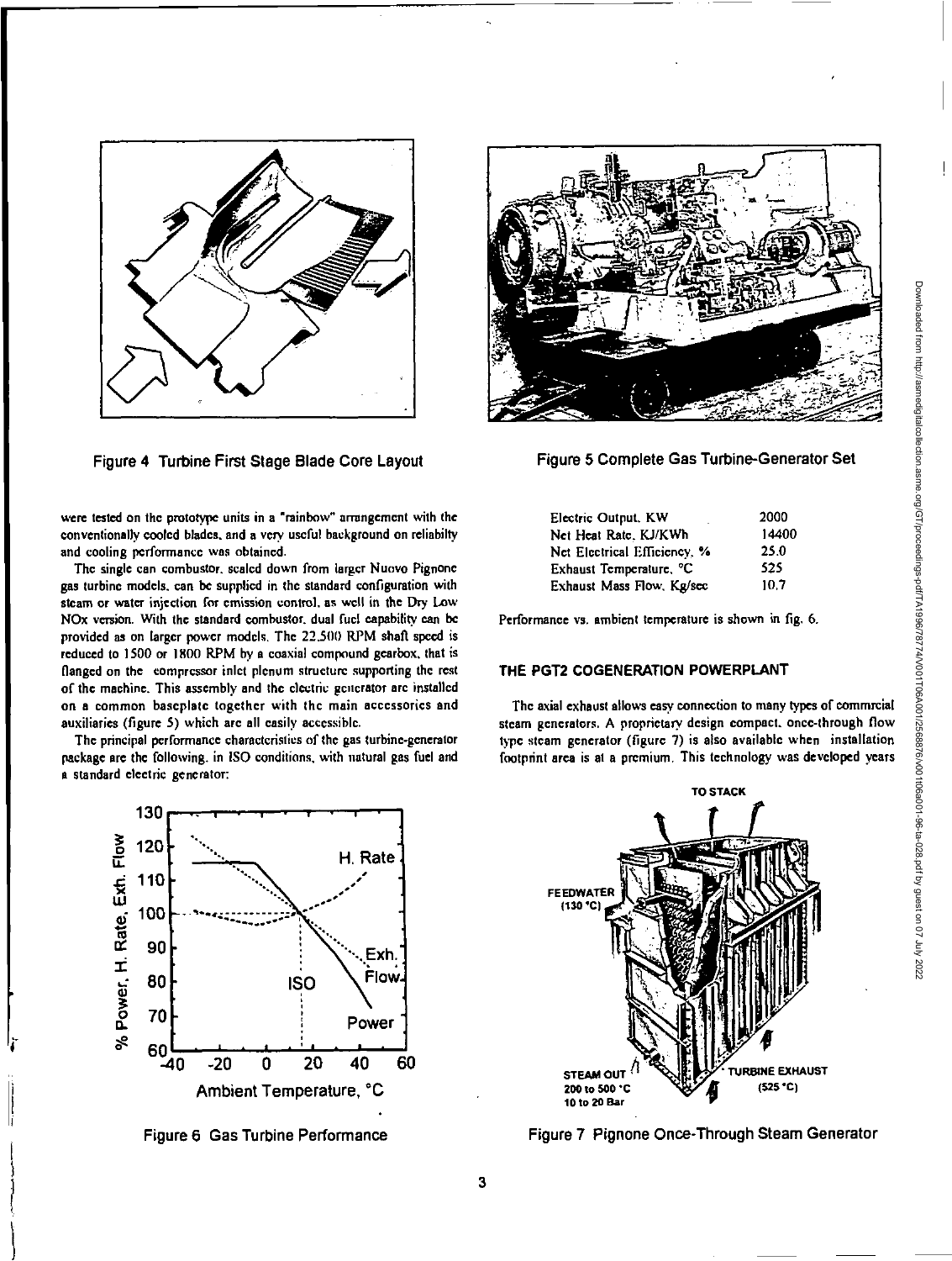Figure 4 Turbine First Stage Blade Core Layout

Figure 5 Complete Gas Turbine-Generator Set

were tested on the prototype units in a "rainbow" arrangement with the conventionally cooled blades, and a very useful background on reliabilty and cooling performance was obtained.

The single can combustor, scaled down from larger Nuovo Pignone gas turbine models, can be supplied in the standard configuration with steam or water injection for emission control, as well in the Dry Low NOx version. With the standard combustor, dual fuel capability can be provided as on larger power models. The 22,500 RPM shaft speed is reduced to 1500 or 1800 RPM by a coaxial compound gearbox, that is flanged on the compressor inlet plenum structure supporting the rest of the machine. This assembly and the electric generator are installed on a common baseplate together with the main accessories and auxiliaries (figure 5) which are all easily accessible.

The principal performance characteristics of the gas turbine-generator package are the following, in ISO conditions, with natural gas fuel and a standard electric generator:

| | |
|---|---|
| Electric Output, KW | 2000 |
| Net Heat Rate, KJ/KWh | 14400 |
| Net Electrical Efficiency, % | 25.0 |
| Exhaust Temperature, °C | 525 |
| Exhaust Mass Flow, Kg/sec | 10.7 |

Performance vs. ambient temperature is shown in fig. 6.

Figure 6 Gas Turbine Performance

## THE PGT2 COGENERATION POWERPLANT

The axial exhaust allows easy connection to many types of commrcial steam generators. A proprietary design compact, once-through flow type steam generator (figure 7) is also available when installation footprint area is at a premium. This technology was developed years

Figure 7 Pignone Once-Through Steam Generator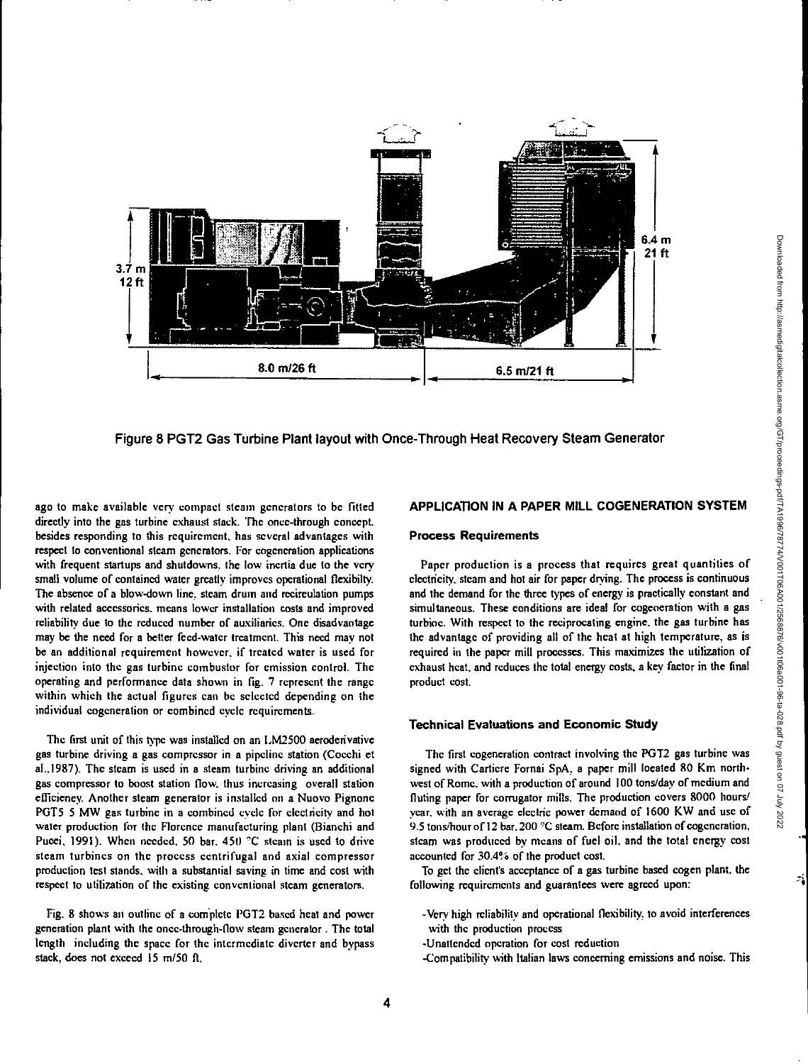Figure 8 PGT2 Gas Turbine Plant layout with Once-Through Heat Recovery Steam Generator

ago to make available very compact steam generators to be fitted directly into the gas turbine exhaust stack. The once-through concept, besides responding to this requirement, has several advantages with respect to conventional steam generators. For cogeneration applications with frequent startups and shutdowns, the low inertia due to the very small volume of contained water greatly improves operational flexibilty. The absence of a blow-down line, steam drum and recirculation pumps with related accessories, means lower installation costs and improved reliability due to the reduced number of auxiliaries. One disadvantage may be the need for a better feed-water treatment. This need may not be an additional requirement however, if treated water is used for injection into the gas turbine combustor for emission control. The operating and performance data shown in fig. 7 represent the range within which the actual figures can be selected depending on the individual cogeneration or combined cycle requirements.

The first unit of this type was installed on an LM2500 aeroderivative gas turbine driving a gas compressor in a pipeline station (Cocchi et al.,1987). The steam is used in a steam turbine driving an additional gas compressor to boost station flow, thus increasing overall station efficiency. Another steam generator is installed on a Nuovo Pignone PGT5 5 MW gas turbine in a combined cycle for electricity and hot water production for the Florence manufacturing plant (Bianchi and Pucci, 1991). When needed, 50 bar, 450 °C steam is used to drive steam turbines on the process centrifugal and axial compressor production test stands, with a substantial saving in time and cost with respect to utilization of the existing conventional steam generators.

Fig. 8 shows an outline of a complete PGT2 based heat and power generation plant with the once-through-flow steam generator. The total length including the space for the intermediate diverter and bypass stack, does not exceed 15 m/50 ft.

## APPLICATION IN A PAPER MILL COGENERATION SYSTEM

### Process Requirements

Paper production is a process that requires great quantities of electricity, steam and hot air for paper drying. The process is continuous and the demand for the three types of energy is practically constant and simultaneous. These conditions are ideal for cogeneration with a gas turbine. With respect to the reciprocating engine, the gas turbine has the advantage of providing all of the heat at high temperature, as is required in the paper mill processes. This maximizes the utilization of exhaust heat, and reduces the total energy costs, a key factor in the final product cost.

### Technical Evaluations and Economic Study

The first cogeneration contract involving the PGT2 gas turbine was signed with Cartiere Fornai SpA, a paper mill located 80 Km north-west of Rome, with a production of around 100 tons/day of medium and fluting paper for corrugator mills. The production covers 8000 hours/year, with an average electric power demand of 1600 KW and use of 9.5 tons/hour of 12 bar, 200 °C steam. Before installation of cogeneration, steam was produced by means of fuel oil, and the total energy cost accounted for 30.4% of the product cost.

To get the client's acceptance of a gas turbine based cogen plant, the following requirements and guarantees were agreed upon:

- Very high reliability and operational flexibility, to avoid interferences with the production process
- Unattended operation for cost reduction
- Compatibility with Italian laws concerning emissions and noise. This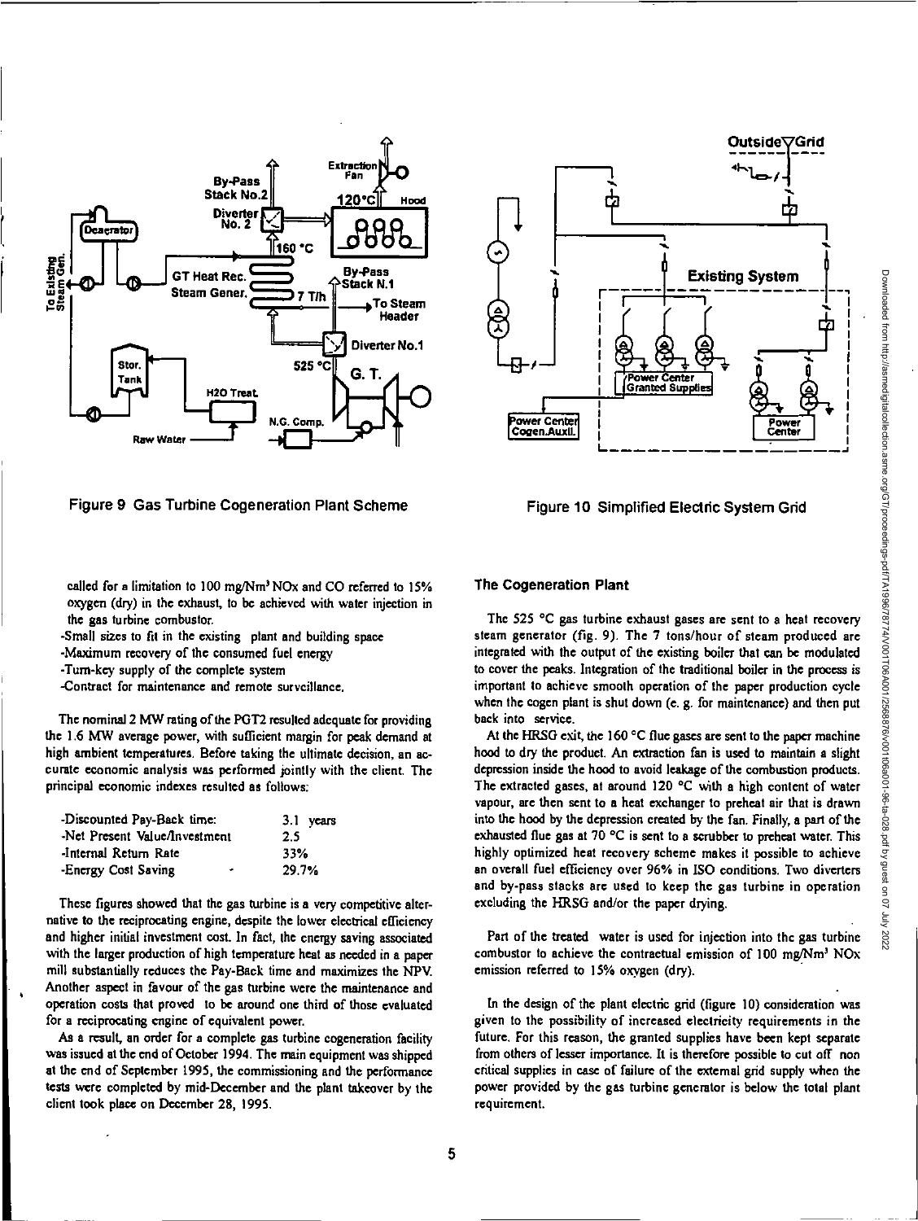Figure 9 Gas Turbine Cogeneration Plant Scheme

Figure 10 Simplified Electric System Grid

called for a limitation to 100 mg/Nm³ NOx and CO referred to 15% oxygen (dry) in the exhaust, to be achieved with water injection in the gas turbine combustor.

- Small sizes to fit in the existing plant and building space
- Maximum recovery of the consumed fuel energy
- Turn-key supply of the complete system
- Contract for maintenance and remote surveillance.

The nominal 2 MW rating of the PGT2 resulted adequate for providing the 1.6 MW average power, with sufficient margin for peak demand at high ambient temperatures. Before taking the ultimate decision, an accurate economic analysis was performed jointly with the client. The principal economic indexes resulted as follows:

| | |
|---|---|
| -Discounted Pay-Back time: | 3.1 years |
| -Net Present Value/Investment | 2.5 |
| -Internal Return Rate | 33% |
| -Energy Cost Saving | 29.7% |

These figures showed that the gas turbine is a very competitive alternative to the reciprocating engine, despite the lower electrical efficiency and higher initial investment cost. In fact, the energy saving associated with the larger production of high temperature heat as needed in a paper mill substantially reduces the Pay-Back time and maximizes the NPV. Another aspect in favour of the gas turbine were the maintenance and operation costs that proved to be around one third of those evaluated for a reciprocating engine of equivalent power.

As a result, an order for a complete gas turbine cogeneration facility was issued at the end of October 1994. The main equipment was shipped at the end of September 1995, the commissioning and the performance tests were completed by mid-December and the plant takeover by the client took place on December 28, 1995.

### The Cogeneration Plant

The 525 °C gas turbine exhaust gases are sent to a heat recovery steam generator (fig. 9). The 7 tons/hour of steam produced are integrated with the output of the existing boiler that can be modulated to cover the peaks. Integration of the traditional boiler in the process is important to achieve smooth operation of the paper production cycle when the cogen plant is shut down (e. g. for maintenance) and then put back into service.

At the HRSG exit, the 160 °C flue gases are sent to the paper machine hood to dry the product. An extraction fan is used to maintain a slight depression inside the hood to avoid leakage of the combustion products. The extracted gases, at around 120 °C with a high content of water vapour, are then sent to a heat exchanger to preheat air that is drawn into the hood by the depression created by the fan. Finally, a part of the exhausted flue gas at 70 °C is sent to a scrubber to preheat water. This highly optimized heat recovery scheme makes it possible to achieve an overall fuel efficiency over 96% in ISO conditions. Two diverters and by-pass stacks are used to keep the gas turbine in operation excluding the HRSG and/or the paper drying.

Part of the treated water is used for injection into the gas turbine combustor to achieve the contractual emission of 100 mg/Nm³ NOx emission referred to 15% oxygen (dry).

In the design of the plant electric grid (figure 10) consideration was given to the possibility of increased electricity requirements in the future. For this reason, the granted supplies have been kept separate from others of lesser importance. It is therefore possible to cut off non critical supplies in case of failure of the external grid supply when the power provided by the gas turbine generator is below the total plant requirement.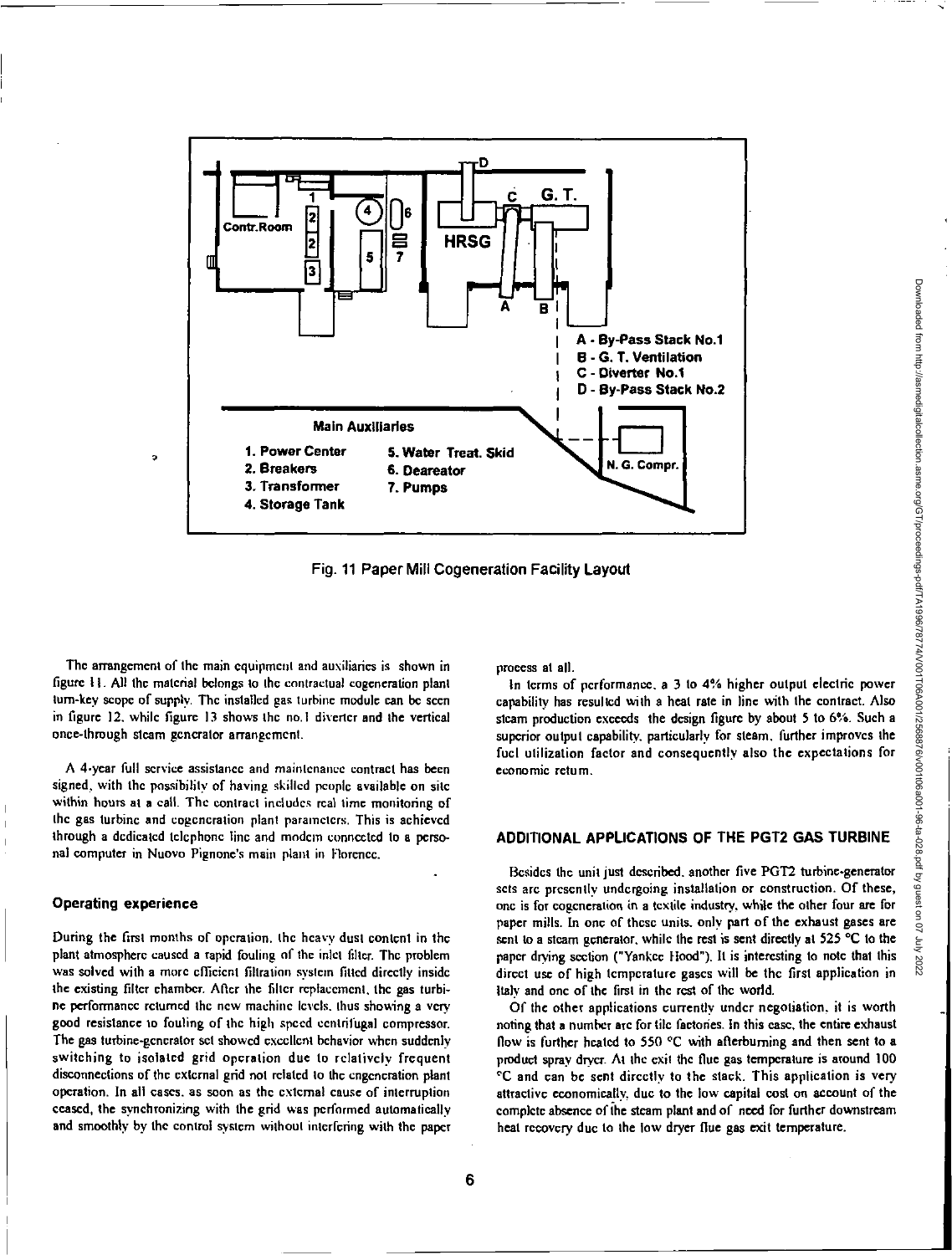A - By-Pass Stack No.1
B - G. T. Ventilation
C - Diverter No.1
D - By-Pass Stack No.2

Main Auxiliaries

1. Power Center
2. Breakers
3. Transformer
4. Storage Tank
5. Water Treat. Skid
6. Deareator
7. Pumps

Fig. 11 Paper Mill Cogeneration Facility Layout

The arrangement of the main equipment and auxiliaries is shown in figure 11. All the material belongs to the contractual cogeneration plant turn-key scope of supply. The installed gas turbine module can be seen in figure 12, while figure 13 shows the no.1 diverter and the vertical once-through steam generator arrangement.

A 4-year full service assistance and maintenance contract has been signed, with the possibility of having skilled people available on site within hours at a call. The contract includes real time monitoring of the gas turbine and cogeneration plant parameters. This is achieved through a dedicated telephone line and modem connected to a personal computer in Nuovo Pignone's main plant in Florence.

### Operating experience

During the first months of operation, the heavy dust content in the plant atmosphere caused a rapid fouling of the inlet filter. The problem was solved with a more efficient filtration system fitted directly inside the existing filter chamber. After the filter replacement, the gas turbine performance returned the new machine levels, thus showing a very good resistance to fouling of the high speed centrifugal compressor. The gas turbine-generator set showed excellent behavior when suddenly switching to isolated grid operation due to relatively frequent disconnections of the external grid not related to the cogeneration plant operation. In all cases, as soon as the external cause of interruption ceased, the synchronizing with the grid was performed automatically and smoothly by the control system without interfering with the paper process at all.

In terms of performance, a 3 to 4% higher output electric power capability has resulted with a heat rate in line with the contract. Also steam production exceeds the design figure by about 5 to 6%. Such a superior output capability, particularly for steam, further improves the fuel utilization factor and consequently also the expectations for economic return.

## ADDITIONAL APPLICATIONS OF THE PGT2 GAS TURBINE

Besides the unit just described, another five PGT2 turbine-generator sets are presently undergoing installation or construction. Of these, one is for cogeneration in a textile industry, while the other four are for paper mills. In one of these units, only part of the exhaust gases are sent to a steam generator, while the rest is sent directly at 525 °C to the paper drying section ("Yankee Hood"). It is interesting to note that this direct use of high temperature gases will be the first application in Italy and one of the first in the rest of the world.

Of the other applications currently under negotiation, it is worth noting that a number are for tile factories. In this case, the entire exhaust flow is further heated to 550 °C with afterburning and then sent to a product spray dryer. At the exit the flue gas temperature is around 100 °C and can be sent directly to the stack. This application is very attractive economically, due to the low capital cost on account of the complete absence of the steam plant and of need for further downstream heat recovery due to the low dryer flue gas exit temperature.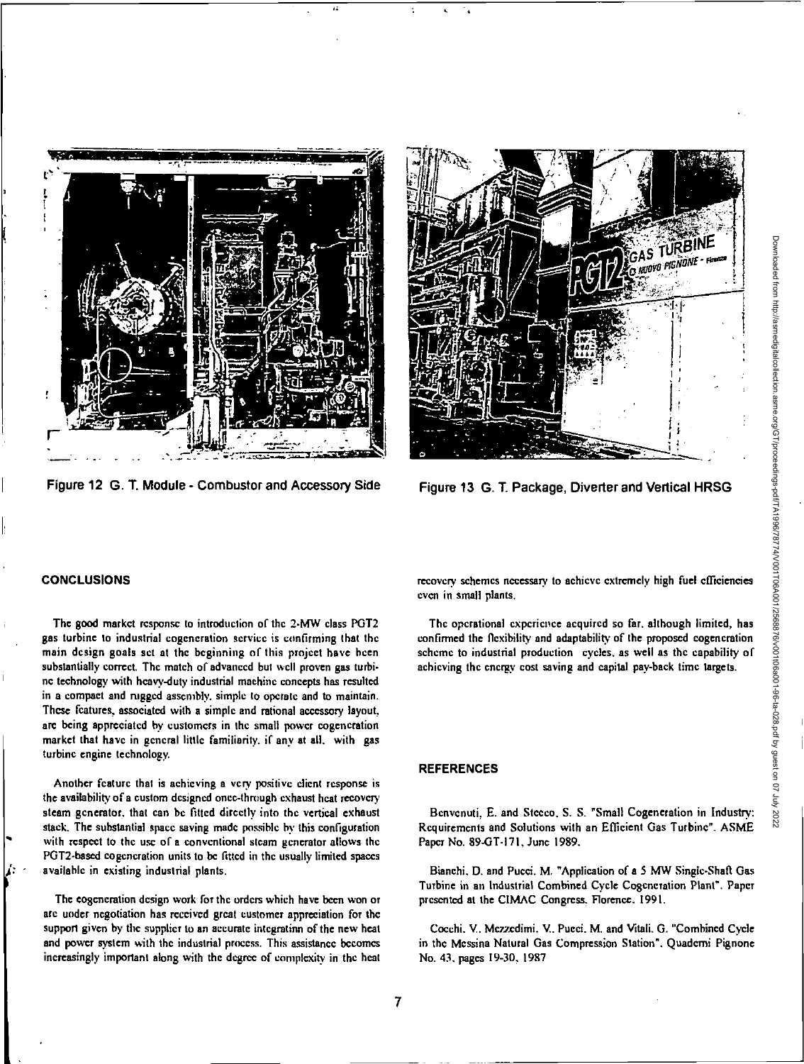Figure 12 G. T. Module - Combustor and Accessory Side

Figure 13 G. T. Package, Diverter and Vertical HRSG

## CONCLUSIONS

The good market response to introduction of the 2-MW class PGT2 gas turbine to industrial cogeneration service is confirming that the main design goals set at the beginning of this project have been substantially correct. The match of advanced but well proven gas turbine technology with heavy-duty industrial machine concepts has resulted in a compact and rugged assembly, simple to operate and to maintain. These features, associated with a simple and rational accessory layout, are being appreciated by customers in the small power cogeneration market that have in general little familiarity, if any at all, with gas turbine engine technology.

Another feature that is achieving a very positive client response is the availability of a custom designed once-through exhaust heat recovery steam generator, that can be fitted directly into the vertical exhaust stack. The substantial space saving made possible by this configuration with respect to the use of a conventional steam generator allows the PGT2-based cogeneration units to be fitted in the usually limited spaces available in existing industrial plants.

The cogeneration design work for the orders which have been won or are under negotiation has received great customer appreciation for the support given by the supplier to an accurate integration of the new heat and power system with the industrial process. This assistance becomes increasingly important along with the degree of complexity in the heat recovery schemes necessary to achieve extremely high fuel efficiencies even in small plants.

The operational experience acquired so far, although limited, has confirmed the flexibility and adaptability of the proposed cogeneration scheme to industrial production cycles, as well as the capability of achieving the energy cost saving and capital pay-back time targets.

## REFERENCES

Benvenuti, E. and Stecco, S. S. "Small Cogeneration in Industry: Requirements and Solutions with an Efficient Gas Turbine". ASME Paper No. 89-GT-171, June 1989.

Bianchi, D. and Pucci, M. "Application of a 5 MW Single-Shaft Gas Turbine in an Industrial Combined Cycle Cogeneration Plant". Paper presented at the CIMAC Congress, Florence, 1991.

Cocchi, V., Mezzedimi, V., Pucci, M. and Vitali, G. "Combined Cycle in the Messina Natural Gas Compression Station", Quaderni Pignone No. 43, pages 19-30, 1987